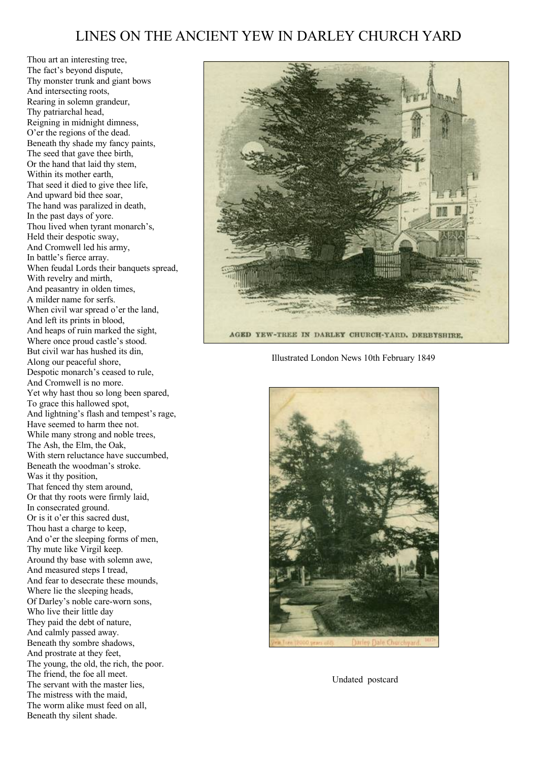# LINES ON THE ANCIENT YEW IN DARLEY CHURCH YARD

Thou art an interesting tree,
The fact's beyond dispute,
Thy monster trunk and giant bows
And intersecting roots,
Rearing in solemn grandeur,
Thy patriarchal head,
Reigning in midnight dimness,
O'er the regions of the dead.
Beneath thy shade my fancy paints,
The seed that gave thee birth,
Or the hand that laid thy stem,
Within its mother earth,
That seed it died to give thee life,
And upward bid thee soar,
The hand was paralized in death,
In the past days of yore.
Thou lived when tyrant monarch's,
Held their despotic sway,
And Cromwell led his army,
In battle's fierce array.
When feudal Lords their banquets spread,
With revelry and mirth,
And peasantry in olden times,
A milder name for serfs.
When civil war spread o'er the land,
And left its prints in blood,
And heaps of ruin marked the sight,
Where once proud castle's stood.
But civil war has hushed its din,
Along our peaceful shore,
Despotic monarch's ceased to rule,
And Cromwell is no more.
Yet why hast thou so long been spared,
To grace this hallowed spot,
And lightning's flash and tempest's rage,
Have seemed to harm thee not.
While many strong and noble trees,
The Ash, the Elm, the Oak,
With stern reluctance have succumbed,
Beneath the woodman's stroke.
Was it thy position,
That fenced thy stem around,
Or that thy roots were firmly laid,
In consecrated ground.
Or is it o'er this sacred dust,
Thou hast a charge to keep,
And o'er the sleeping forms of men,
Thy mute like Virgil keep.
Around thy base with solemn awe,
And measured steps I tread,
And fear to desecrate these mounds,
Where lie the sleeping heads,
Of Darley's noble care-worn sons,
Who live their little day
They paid the debt of nature,
And calmly passed away.
Beneath thy sombre shadows,
And prostrate at they feet,
The young, the old, the rich, the poor.
The friend, the foe all meet.
The servant with the master lies,
The mistress with the maid,
The worm alike must feed on all,
Beneath thy silent shade.

AGED YEW-TREE IN DARLEY CHURCH-YARD, DERBYSHIRE.

Illustrated London News 10th February 1849

Undated postcard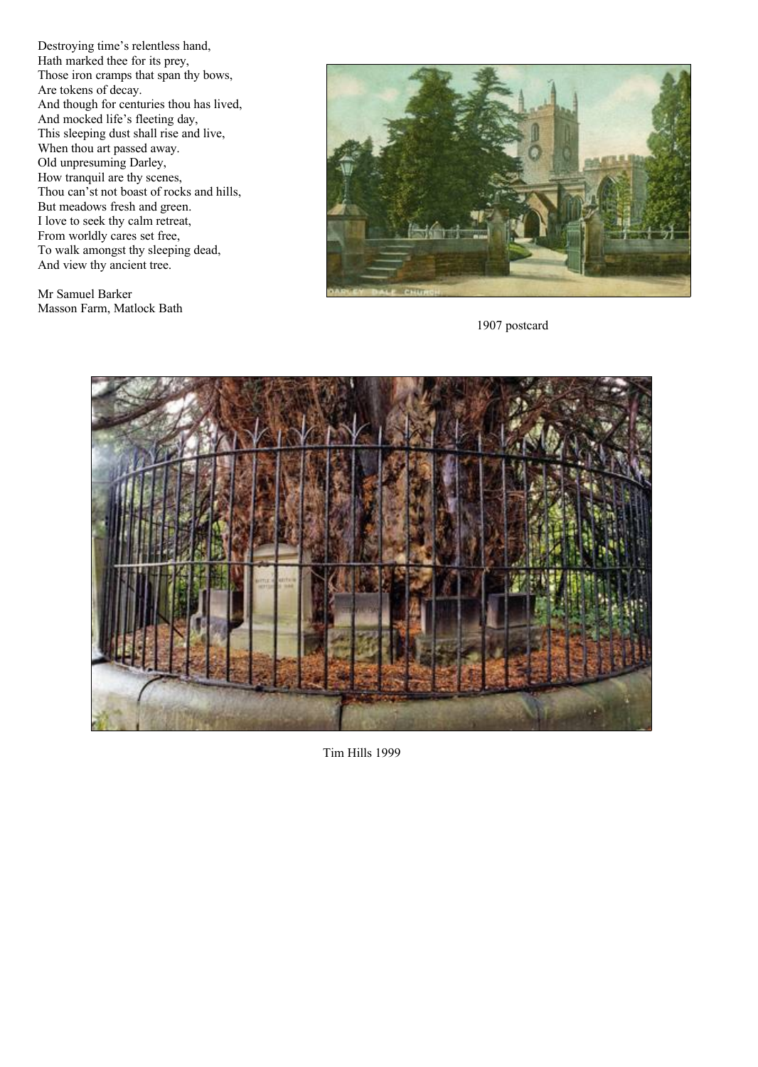Destroying time's relentless hand,
Hath marked thee for its prey,
Those iron cramps that span thy bows,
Are tokens of decay.
And though for centuries thou has lived,
And mocked life's fleeting day,
This sleeping dust shall rise and live,
When thou art passed away.
Old unpresuming Darley,
How tranquil are thy scenes,
Thou can'st not boast of rocks and hills,
But meadows fresh and green.
I love to seek thy calm retreat,
From worldly cares set free,
To walk amongst thy sleeping dead,
And view thy ancient tree.

Mr Samuel Barker
Masson Farm, Matlock Bath

1907 postcard

Tim Hills 1999